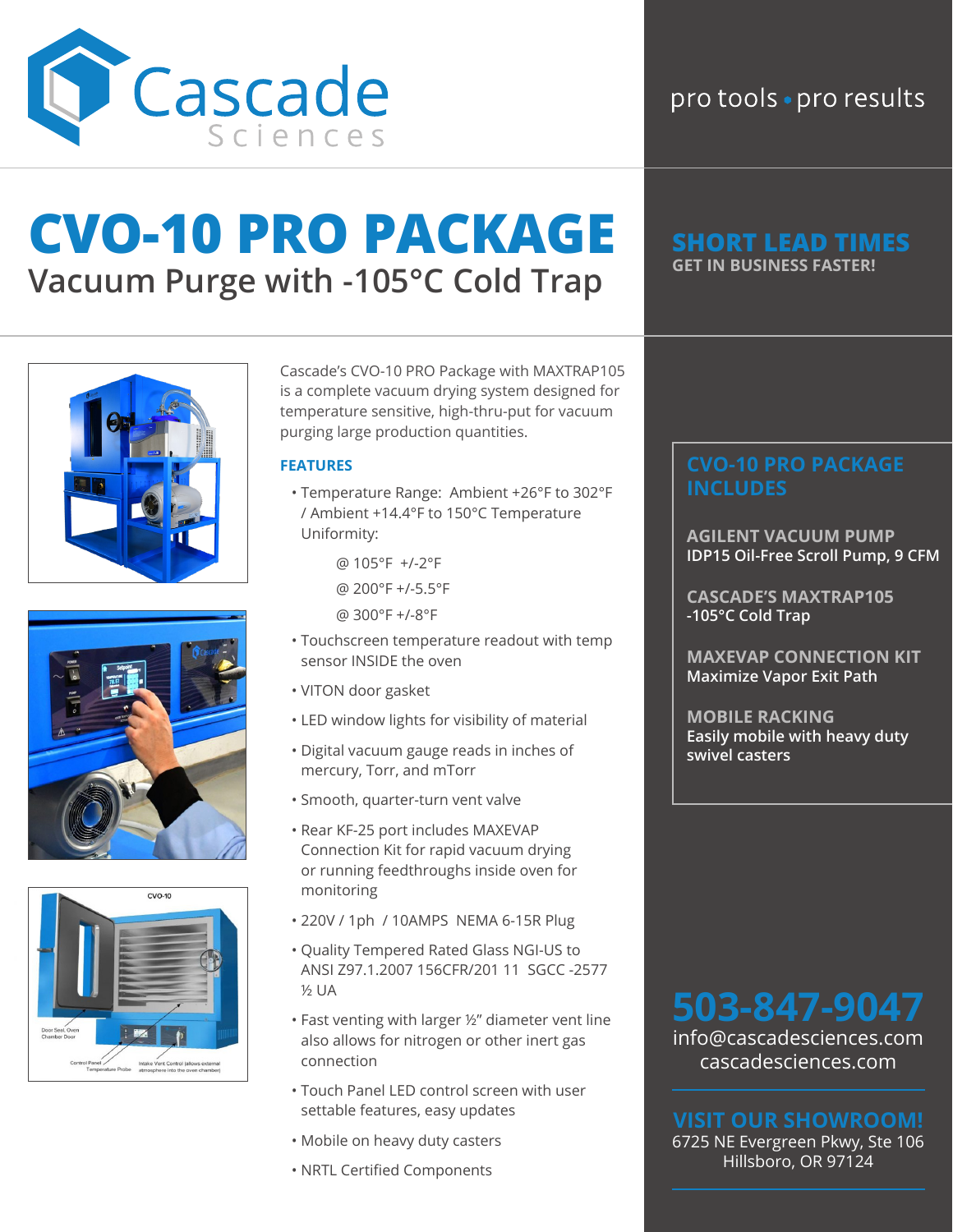# Cascade Sciences

pro tools • pro results

# CVO-10 PRO PACKAGE

## Vacuum Purge with -105°C Cold Trap

**SHORT LEAD TIMES**
**GET IN BUSINESS FASTER!**

Cascade's CVO-10 PRO Package with MAXTRAP105 is a complete vacuum drying system designed for temperature sensitive, high-thru-put for vacuum purging large production quantities.

### FEATURES

- Temperature Range: Ambient +26°F to 302°F / Ambient +14.4°F to 150°C Temperature Uniformity:
  - @ 105°F +/-2°F
  - @ 200°F +/-5.5°F
  - @ 300°F +/-8°F
- Touchscreen temperature readout with temp sensor INSIDE the oven
- VITON door gasket
- LED window lights for visibility of material
- Digital vacuum gauge reads in inches of mercury, Torr, and mTorr
- Smooth, quarter-turn vent valve
- Rear KF-25 port includes MAXEVAP Connection Kit for rapid vacuum drying or running feedthroughs inside oven for monitoring
- 220V / 1ph / 10AMPS NEMA 6-15R Plug
- Quality Tempered Rated Glass NGI-US to ANSI Z97.1.2007 156CFR/201 11 SGCC -2577 ½ UA
- Fast venting with larger ½" diameter vent line also allows for nitrogen or other inert gas connection
- Touch Panel LED control screen with user settable features, easy updates
- Mobile on heavy duty casters
- NRTL Certified Components

### CVO-10 PRO PACKAGE INCLUDES

**AGILENT VACUUM PUMP**
IDP15 Oil-Free Scroll Pump, 9 CFM

**CASCADE'S MAXTRAP105**
-105°C Cold Trap

**MAXEVAP CONNECTION KIT**
Maximize Vapor Exit Path

**MOBILE RACKING**
Easily mobile with heavy duty swivel casters

**503-847-9047**
info@cascadesciences.com
cascadesciences.com

**VISIT OUR SHOWROOM!**
6725 NE Evergreen Pkwy, Ste 106
Hillsboro, OR 97124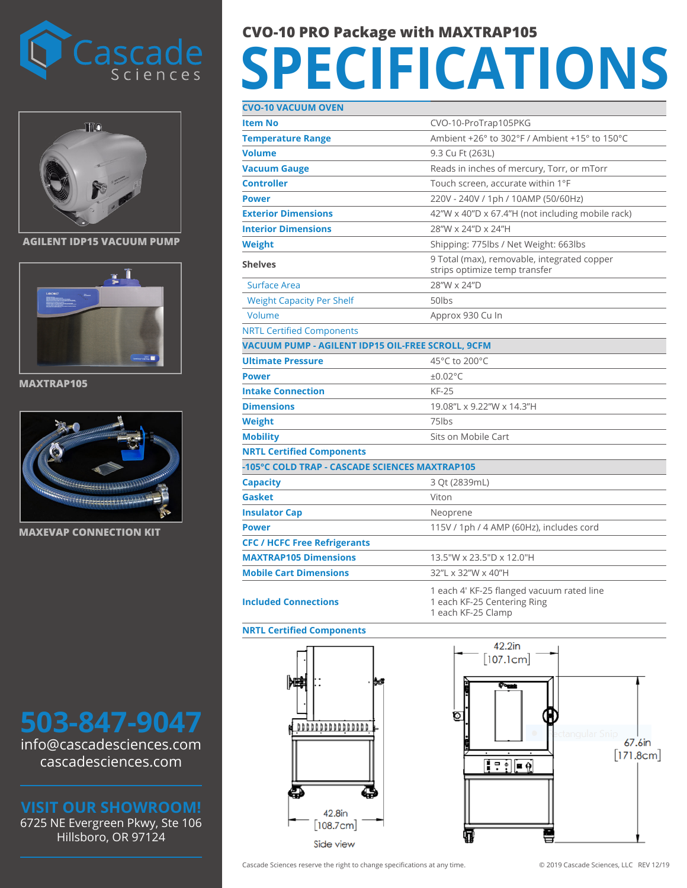# Cascade Sciences

AGILENT IDP15 VACUUM PUMP

MAXTRAP105

MAXEVAP CONNECTION KIT

**503-847-9047**

info@cascadesciences.com
cascadesciences.com

**VISIT OUR SHOWROOM!**

6725 NE Evergreen Pkwy, Ste 106
Hillsboro, OR 97124

## CVO-10 PRO Package with MAXTRAP105

# SPECIFICATIONS

| CVO-10 VACUUM OVEN | |
|---|---|
| Item No | CVO-10-ProTrap105PKG |
| Temperature Range | Ambient +26° to 302°F / Ambient +15° to 150°C |
| Volume | 9.3 Cu Ft (263L) |
| Vacuum Gauge | Reads in inches of mercury, Torr, or mTorr |
| Controller | Touch screen, accurate within 1°F |
| Power | 220V - 240V / 1ph / 10AMP (50/60Hz) |
| Exterior Dimensions | 42"W x 40"D x 67.4"H (not including mobile rack) |
| Interior Dimensions | 28"W x 24"D x 24"H |
| Weight | Shipping: 775lbs / Net Weight: 663lbs |
| Shelves | 9 Total (max), removable, integrated copper strips optimize temp transfer |
| Surface Area | 28"W x 24"D |
| Weight Capacity Per Shelf | 50lbs |
| Volume | Approx 930 Cu In |
| NRTL Certified Components | |
| **VACUUM PUMP - AGILENT IDP15 OIL-FREE SCROLL, 9CFM** | |
| Ultimate Pressure | 45°C to 200°C |
| Power | ±0.02°C |
| Intake Connection | KF-25 |
| Dimensions | 19.08"L x 9.22"W x 14.3"H |
| Weight | 75lbs |
| Mobility | Sits on Mobile Cart |
| NRTL Certified Components | |
| **-105°C COLD TRAP - CASCADE SCIENCES MAXTRAP105** | |
| Capacity | 3 Qt (2839mL) |
| Gasket | Viton |
| Insulator Cap | Neoprene |
| Power | 115V / 1ph / 4 AMP (60Hz), includes cord |
| CFC / HCFC Free Refrigerants | |
| MAXTRAP105 Dimensions | 13.5"W x 23.5"D x 12.0"H |
| Mobile Cart Dimensions | 32"L x 32"W x 40"H |
| Included Connections | 1 each 4' KF-25 flanged vacuum rated line<br>1 each KF-25 Centering Ring<br>1 each KF-25 Clamp |
| NRTL Certified Components | |

42.8in
[108.7cm]

Side view

42.2in
[107.1cm]

67.6in
[171.8cm]

Cascade Sciences reserve the right to change specifications at any time.

© 2019 Cascade Sciences, LLC REV 12/19